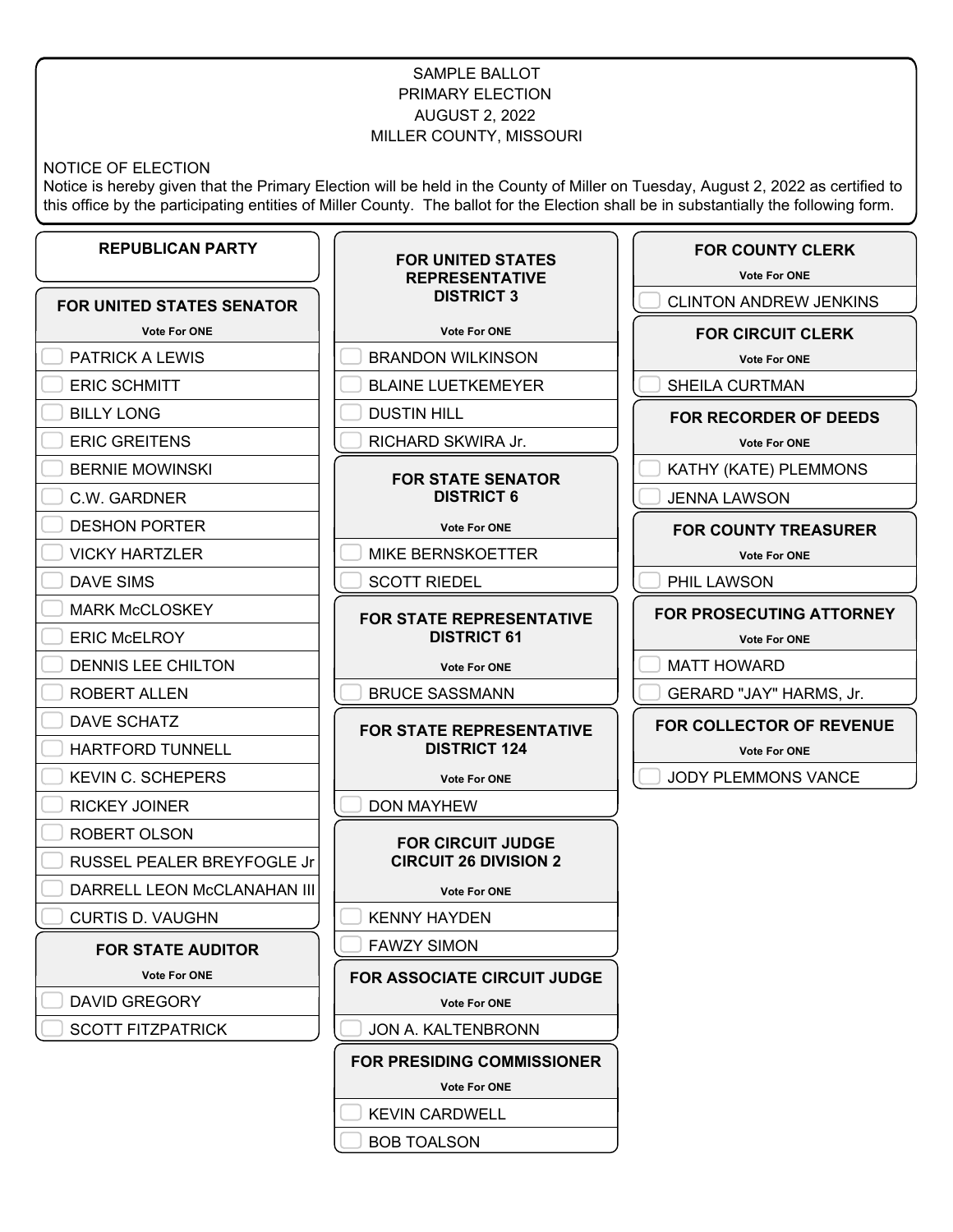SAMPLE BALLOT
PRIMARY ELECTION
AUGUST 2, 2022
MILLER COUNTY, MISSOURI

NOTICE OF ELECTION
Notice is hereby given that the Primary Election will be held in the County of Miller on Tuesday, August 2, 2022 as certified to this office by the participating entities of Miller County. The ballot for the Election shall be in substantially the following form.

## REPUBLICAN PARTY

### FOR UNITED STATES SENATOR

Vote For ONE

- PATRICK A LEWIS
- ERIC SCHMITT
- BILLY LONG
- ERIC GREITENS
- BERNIE MOWINSKI
- C.W. GARDNER
- DESHON PORTER
- VICKY HARTZLER
- DAVE SIMS
- MARK McCLOSKEY
- ERIC McELROY
- DENNIS LEE CHILTON
- ROBERT ALLEN
- DAVE SCHATZ
- HARTFORD TUNNELL
- KEVIN C. SCHEPERS
- RICKEY JOINER
- ROBERT OLSON
- RUSSEL PEALER BREYFOGLE Jr
- DARRELL LEON McCLANAHAN III
- CURTIS D. VAUGHN

### FOR STATE AUDITOR

Vote For ONE

- DAVID GREGORY
- SCOTT FITZPATRICK

### FOR UNITED STATES REPRESENTATIVE DISTRICT 3

Vote For ONE

- BRANDON WILKINSON
- BLAINE LUETKEMEYER
- DUSTIN HILL
- RICHARD SKWIRA Jr.

### FOR STATE SENATOR DISTRICT 6

Vote For ONE

- MIKE BERNSKOETTER
- SCOTT RIEDEL

### FOR STATE REPRESENTATIVE DISTRICT 61

Vote For ONE

- BRUCE SASSMANN

### FOR STATE REPRESENTATIVE DISTRICT 124

Vote For ONE

- DON MAYHEW

### FOR CIRCUIT JUDGE CIRCUIT 26 DIVISION 2

Vote For ONE

- KENNY HAYDEN
- FAWZY SIMON

### FOR ASSOCIATE CIRCUIT JUDGE

Vote For ONE

- JON A. KALTENBRONN

### FOR PRESIDING COMMISSIONER

Vote For ONE

- KEVIN CARDWELL
- BOB TOALSON

### FOR COUNTY CLERK

Vote For ONE

- CLINTON ANDREW JENKINS

### FOR CIRCUIT CLERK

Vote For ONE

- SHEILA CURTMAN

### FOR RECORDER OF DEEDS

Vote For ONE

- KATHY (KATE) PLEMMONS
- JENNA LAWSON

### FOR COUNTY TREASURER

Vote For ONE

- PHIL LAWSON

### FOR PROSECUTING ATTORNEY

Vote For ONE

- MATT HOWARD
- GERARD "JAY" HARMS, Jr.

### FOR COLLECTOR OF REVENUE

Vote For ONE

- JODY PLEMMONS VANCE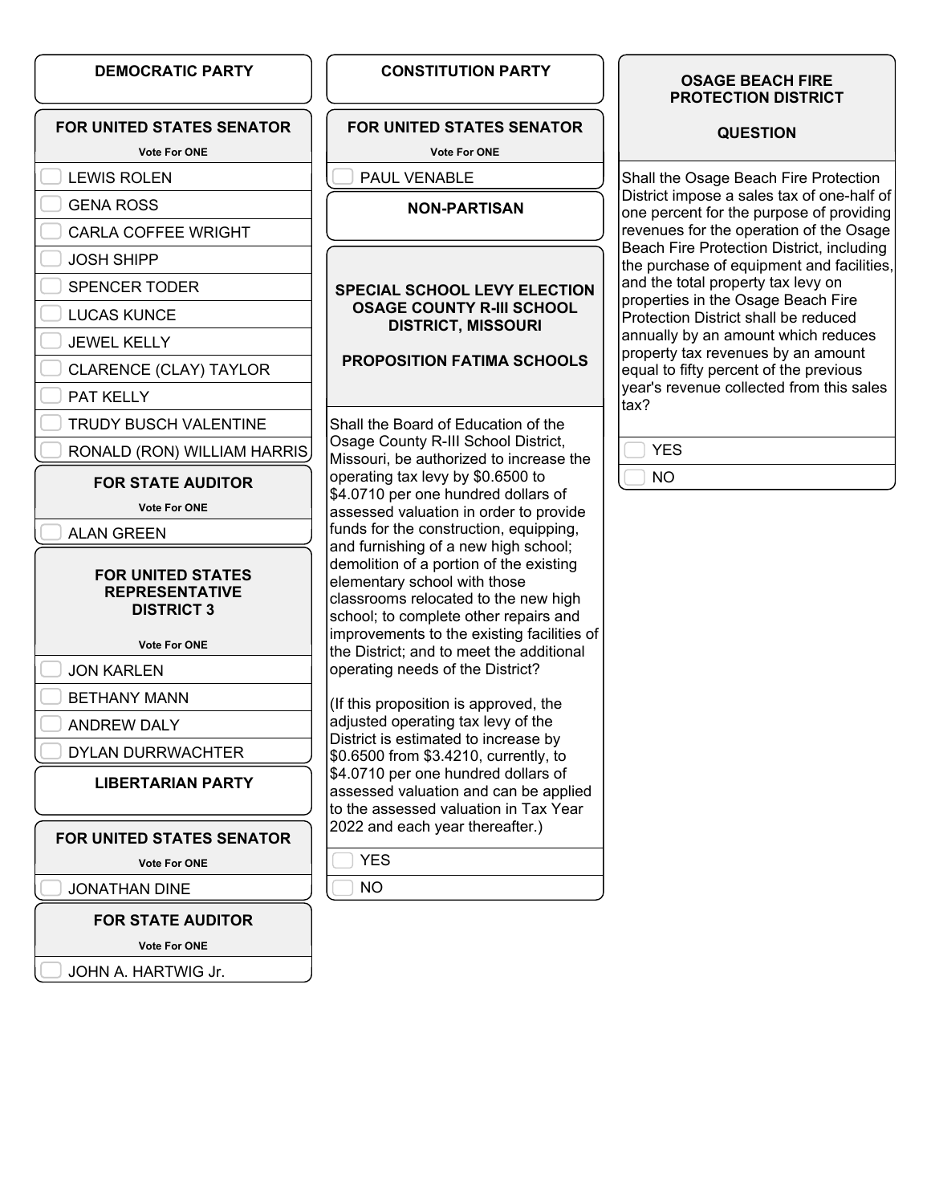## DEMOCRATIC PARTY

### FOR UNITED STATES SENATOR

Vote For ONE

- LEWIS ROLEN
- GENA ROSS
- CARLA COFFEE WRIGHT
- JOSH SHIPP
- SPENCER TODER
- LUCAS KUNCE
- JEWEL KELLY
- CLARENCE (CLAY) TAYLOR
- PAT KELLY
- TRUDY BUSCH VALENTINE
- RONALD (RON) WILLIAM HARRIS

### FOR STATE AUDITOR

Vote For ONE

- ALAN GREEN

### FOR UNITED STATES REPRESENTATIVE DISTRICT 3

Vote For ONE

- JON KARLEN
- BETHANY MANN
- ANDREW DALY
- DYLAN DURRWACHTER

## LIBERTARIAN PARTY

### FOR UNITED STATES SENATOR

Vote For ONE

- JONATHAN DINE

### FOR STATE AUDITOR

Vote For ONE

- JOHN A. HARTWIG Jr.

## CONSTITUTION PARTY

### FOR UNITED STATES SENATOR

Vote For ONE

- PAUL VENABLE

## NON-PARTISAN

### SPECIAL SCHOOL LEVY ELECTION OSAGE COUNTY R-III SCHOOL DISTRICT, MISSOURI

### PROPOSITION FATIMA SCHOOLS

Shall the Board of Education of the Osage County R-III School District, Missouri, be authorized to increase the operating tax levy by $0.6500 to $4.0710 per one hundred dollars of assessed valuation in order to provide funds for the construction, equipping, and furnishing of a new high school; demolition of a portion of the existing elementary school with those classrooms relocated to the new high school; to complete other repairs and improvements to the existing facilities of the District; and to meet the additional operating needs of the District?

(If this proposition is approved, the adjusted operating tax levy of the District is estimated to increase by $0.6500 from $3.4210, currently, to $4.0710 per one hundred dollars of assessed valuation and can be applied to the assessed valuation in Tax Year 2022 and each year thereafter.)

- YES
- NO

## OSAGE BEACH FIRE PROTECTION DISTRICT

### QUESTION

Shall the Osage Beach Fire Protection District impose a sales tax of one-half of one percent for the purpose of providing revenues for the operation of the Osage Beach Fire Protection District, including the purchase of equipment and facilities, and the total property tax levy on properties in the Osage Beach Fire Protection District shall be reduced annually by an amount which reduces property tax revenues by an amount equal to fifty percent of the previous year's revenue collected from this sales tax?

- YES
- NO